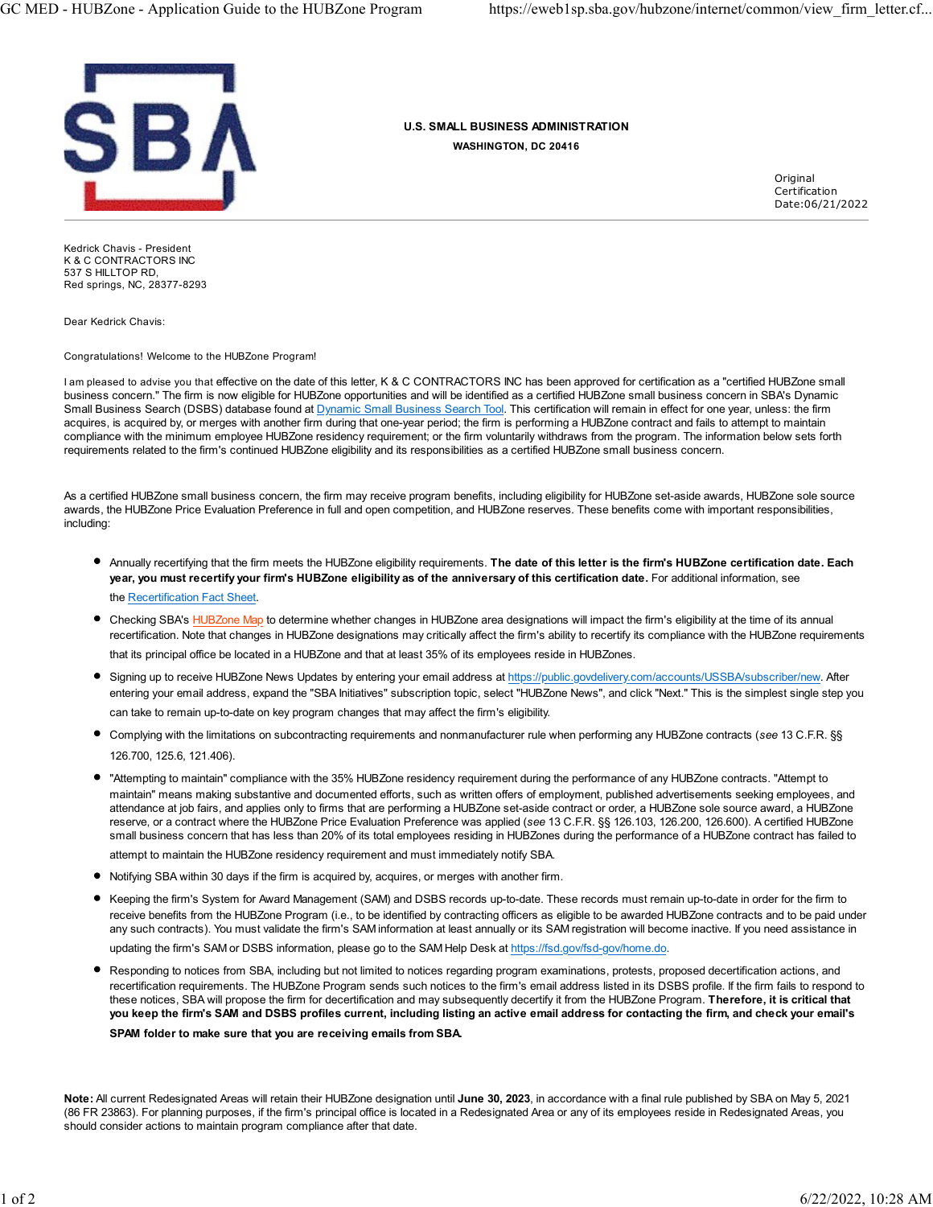**U.S. SMALL BUSINESS ADMINISTRATION**
**WASHINGTON, DC 20416**

Original Certification Date:06/21/2022

Kedrick Chavis - President
K & C CONTRACTORS INC
537 S HILLTOP RD,
Red springs, NC, 28377-8293

Dear Kedrick Chavis:

Congratulations! Welcome to the HUBZone Program!

I am pleased to advise you that effective on the date of this letter, K & C CONTRACTORS INC has been approved for certification as a "certified HUBZone small business concern." The firm is now eligible for HUBZone opportunities and will be identified as a certified HUBZone small business concern in SBA's Dynamic Small Business Search (DSBS) database found at Dynamic Small Business Search Tool. This certification will remain in effect for one year, unless: the firm acquires, is acquired by, or merges with another firm during that one-year period; the firm is performing a HUBZone contract and fails to attempt to maintain compliance with the minimum employee HUBZone residency requirement; or the firm voluntarily withdraws from the program. The information below sets forth requirements related to the firm's continued HUBZone eligibility and its responsibilities as a certified HUBZone small business concern.

As a certified HUBZone small business concern, the firm may receive program benefits, including eligibility for HUBZone set-aside awards, HUBZone sole source awards, the HUBZone Price Evaluation Preference in full and open competition, and HUBZone reserves. These benefits come with important responsibilities, including:

- Annually recertifying that the firm meets the HUBZone eligibility requirements. **The date of this letter is the firm's HUBZone certification date. Each year, you must recertify your firm's HUBZone eligibility as of the anniversary of this certification date.** For additional information, see the Recertification Fact Sheet.
- Checking SBA's HUBZone Map to determine whether changes in HUBZone area designations will impact the firm's eligibility at the time of its annual recertification. Note that changes in HUBZone designations may critically affect the firm's ability to recertify its compliance with the HUBZone requirements that its principal office be located in a HUBZone and that at least 35% of its employees reside in HUBZones.
- Signing up to receive HUBZone News Updates by entering your email address at https://public.govdelivery.com/accounts/USSBA/subscriber/new. After entering your email address, expand the "SBA Initiatives" subscription topic, select "HUBZone News", and click "Next." This is the simplest single step you can take to remain up-to-date on key program changes that may affect the firm's eligibility.
- Complying with the limitations on subcontracting requirements and nonmanufacturer rule when performing any HUBZone contracts (*see* 13 C.F.R. §§ 126.700, 125.6, 121.406).
- "Attempting to maintain" compliance with the 35% HUBZone residency requirement during the performance of any HUBZone contracts. "Attempt to maintain" means making substantive and documented efforts, such as written offers of employment, published advertisements seeking employees, and attendance at job fairs, and applies only to firms that are performing a HUBZone set-aside contract or order, a HUBZone sole source award, a HUBZone reserve, or a contract where the HUBZone Price Evaluation Preference was applied (*see* 13 C.F.R. §§ 126.103, 126.200, 126.600). A certified HUBZone small business concern that has less than 20% of its total employees residing in HUBZones during the performance of a HUBZone contract has failed to attempt to maintain the HUBZone residency requirement and must immediately notify SBA.
- Notifying SBA within 30 days if the firm is acquired by, acquires, or merges with another firm.
- Keeping the firm's System for Award Management (SAM) and DSBS records up-to-date. These records must remain up-to-date in order for the firm to receive benefits from the HUBZone Program (i.e., to be identified by contracting officers as eligible to be awarded HUBZone contracts and to be paid under any such contracts). You must validate the firm's SAM information at least annually or its SAM registration will become inactive. If you need assistance in updating the firm's SAM or DSBS information, please go to the SAM Help Desk at https://fsd.gov/fsd-gov/home.do.
- Responding to notices from SBA, including but not limited to notices regarding program examinations, protests, proposed decertification actions, and recertification requirements. The HUBZone Program sends such notices to the firm's email address listed in its DSBS profile. If the firm fails to respond to these notices, SBA will propose the firm for decertification and may subsequently decertify it from the HUBZone Program. **Therefore, it is critical that you keep the firm's SAM and DSBS profiles current, including listing an active email address for contacting the firm, and check your email's SPAM folder to make sure that you are receiving emails from SBA.**

**Note:** All current Redesignated Areas will retain their HUBZone designation until **June 30, 2023**, in accordance with a final rule published by SBA on May 5, 2021 (86 FR 23863). For planning purposes, if the firm's principal office is located in a Redesignated Area or any of its employees reside in Redesignated Areas, you should consider actions to maintain program compliance after that date.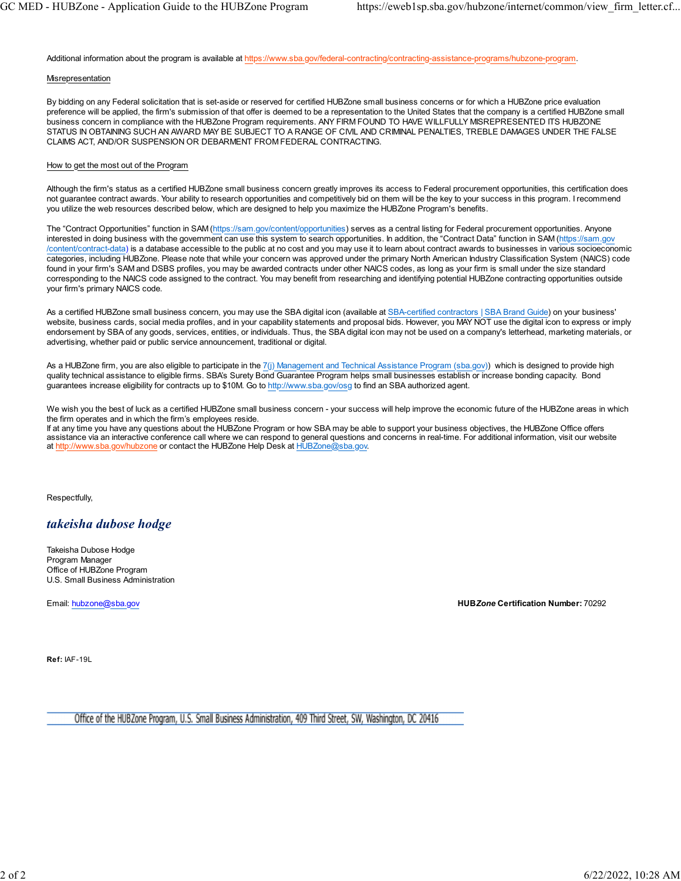Additional information about the program is available at https://www.sba.gov/federal-contracting/contracting-assistance-programs/hubzone-program.

Misrepresentation

By bidding on any Federal solicitation that is set-aside or reserved for certified HUBZone small business concerns or for which a HUBZone price evaluation preference will be applied, the firm's submission of that offer is deemed to be a representation to the United States that the company is a certified HUBZone small business concern in compliance with the HUBZone Program requirements. ANY FIRM FOUND TO HAVE WILLFULLY MISREPRESENTED ITS HUBZONE STATUS IN OBTAINING SUCH AN AWARD MAY BE SUBJECT TO A RANGE OF CIVIL AND CRIMINAL PENALTIES, TREBLE DAMAGES UNDER THE FALSE CLAIMS ACT, AND/OR SUSPENSION OR DEBARMENT FROM FEDERAL CONTRACTING.

How to get the most out of the Program

Although the firm's status as a certified HUBZone small business concern greatly improves its access to Federal procurement opportunities, this certification does not guarantee contract awards. Your ability to research opportunities and competitively bid on them will be the key to your success in this program. I recommend you utilize the web resources described below, which are designed to help you maximize the HUBZone Program's benefits.

The "Contract Opportunities" function in SAM (https://sam.gov/content/opportunities) serves as a central listing for Federal procurement opportunities. Anyone interested in doing business with the government can use this system to search opportunities. In addition, the "Contract Data" function in SAM (https://sam.gov/content/contract-data) is a database accessible to the public at no cost and you may use it to learn about contract awards to businesses in various socioeconomic categories, including HUBZone. Please note that while your concern was approved under the primary North American Industry Classification System (NAICS) code found in your firm's SAM and DSBS profiles, you may be awarded contracts under other NAICS codes, as long as your firm is small under the size standard corresponding to the NAICS code assigned to the contract. You may benefit from researching and identifying potential HUBZone contracting opportunities outside your firm's primary NAICS code.

As a certified HUBZone small business concern, you may use the SBA digital icon (available at SBA-certified contractors | SBA Brand Guide) on your business' website, business cards, social media profiles, and in your capability statements and proposal bids. However, you MAY NOT use the digital icon to express or imply endorsement by SBA of any goods, services, entities, or individuals. Thus, the SBA digital icon may not be used on a company's letterhead, marketing materials, or advertising, whether paid or public service announcement, traditional or digital.

As a HUBZone firm, you are also eligible to participate in the 7(j) Management and Technical Assistance Program (sba.gov)) which is designed to provide high quality technical assistance to eligible firms. SBA's Surety Bond Guarantee Program helps small businesses establish or increase bonding capacity. Bond guarantees increase eligibility for contracts up to $10M. Go to http://www.sba.gov/osg to find an SBA authorized agent.

We wish you the best of luck as a certified HUBZone small business concern - your success will help improve the economic future of the HUBZone areas in which the firm operates and in which the firm's employees reside.
If at any time you have any questions about the HUBZone Program or how SBA may be able to support your business objectives, the HUBZone Office offers assistance via an interactive conference call where we can respond to general questions and concerns in real-time. For additional information, visit our website at http://www.sba.gov/hubzone or contact the HUBZone Help Desk at HUBZone@sba.gov.

Respectfully,

*takeisha dubose hodge*

Takeisha Dubose Hodge
Program Manager
Office of HUBZone Program
U.S. Small Business Administration

Email: hubzone@sba.gov

**HUB*Zone* Certification Number:** 70292

**Ref:** IAF-19L

Office of the HUBZone Program, U.S. Small Business Administration, 409 Third Street, SW, Washington, DC 20416